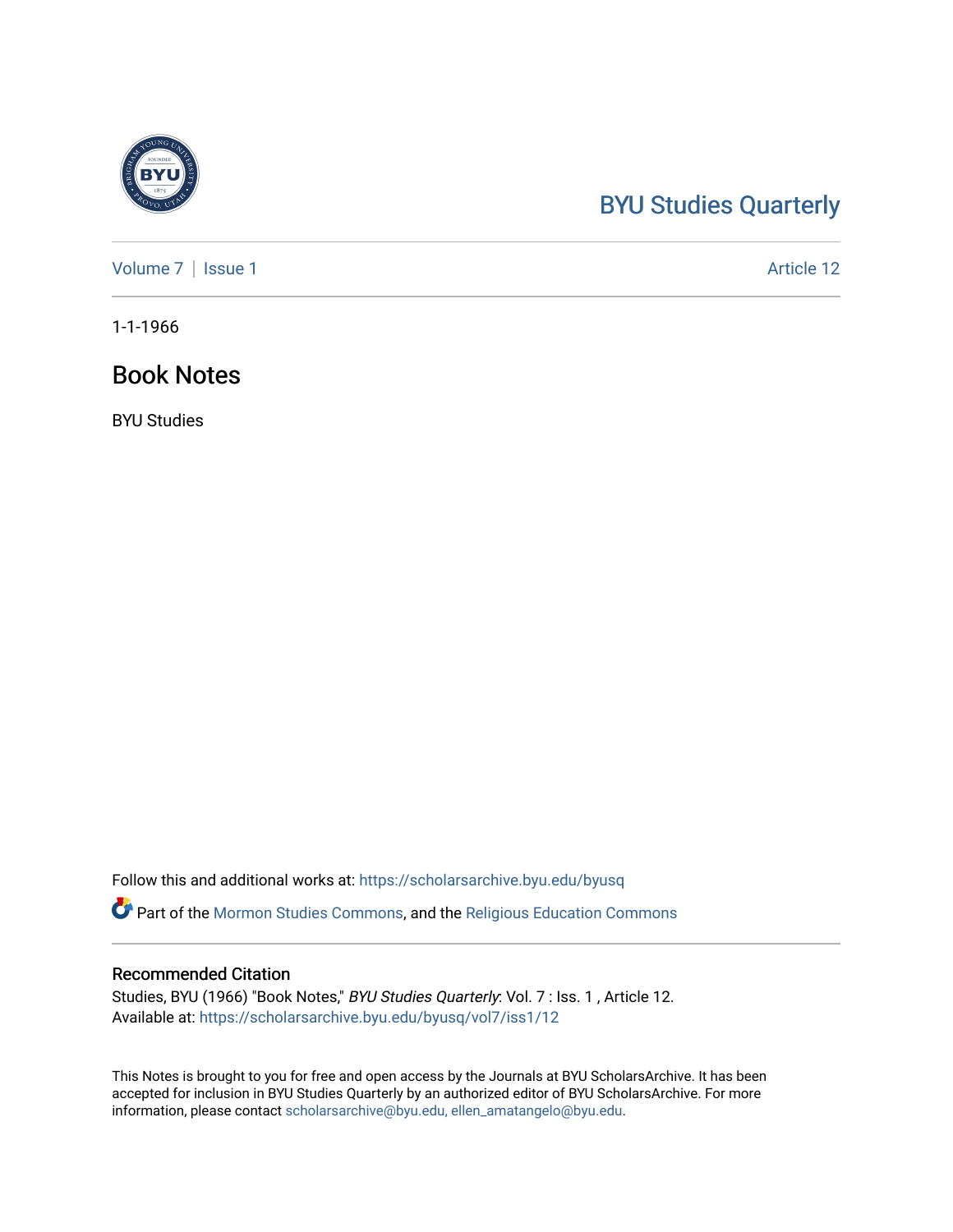BYU Studies Quarterly

Volume 7 | Issue 1 | Article 12

1-1-1966

# Book Notes

BYU Studies

Follow this and additional works at: https://scholarsarchive.byu.edu/byusq

Part of the Mormon Studies Commons, and the Religious Education Commons

## Recommended Citation

Studies, BYU (1966) "Book Notes," *BYU Studies Quarterly*: Vol. 7 : Iss. 1 , Article 12.
Available at: https://scholarsarchive.byu.edu/byusq/vol7/iss1/12

This Notes is brought to you for free and open access by the Journals at BYU ScholarsArchive. It has been accepted for inclusion in BYU Studies Quarterly by an authorized editor of BYU ScholarsArchive. For more information, please contact scholarsarchive@byu.edu, ellen_amatangelo@byu.edu.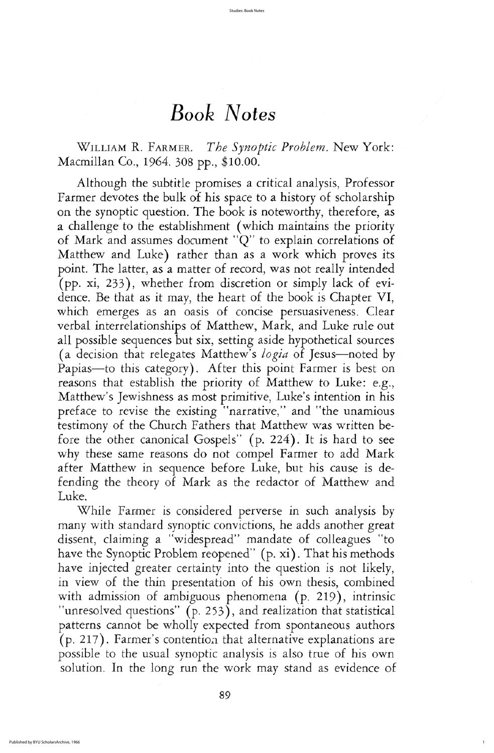# Book Notes

WILLIAM R. FARMER. *The Synoptic Problem*. New York: Macmillan Co., 1964. 308 pp., $10.00.

Although the subtitle promises a critical analysis, Professor Farmer devotes the bulk of his space to a history of scholarship on the synoptic question. The book is noteworthy, therefore, as a challenge to the establishment (which maintains the priority of Mark and assumes document "Q" to explain correlations of Matthew and Luke) rather than as a work which proves its point. The latter, as a matter of record, was not really intended (pp. xi, 233), whether from discretion or simply lack of evidence. Be that as it may, the heart of the book is Chapter VI, which emerges as an oasis of concise persuasiveness. Clear verbal interrelationships of Matthew, Mark, and Luke rule out all possible sequences but six, setting aside hypothetical sources (a decision that relegates Matthew's *logia* of Jesus—noted by Papias—to this category). After this point Farmer is best on reasons that establish the priority of Matthew to Luke: e.g., Matthew's Jewishness as most primitive, Luke's intention in his preface to revise the existing "narrative," and "the unamious testimony of the Church Fathers that Matthew was written before the other canonical Gospels" (p. 224). It is hard to see why these same reasons do not compel Farmer to add Mark after Matthew in sequence before Luke, but his cause is defending the theory of Mark as the redactor of Matthew and Luke.

While Farmer is considered perverse in such analysis by many with standard synoptic convictions, he adds another great dissent, claiming a "widespread" mandate of colleagues "to have the Synoptic Problem reopened" (p. xi). That his methods have injected greater certainty into the question is not likely, in view of the thin presentation of his own thesis, combined with admission of ambiguous phenomena (p. 219), intrinsic "unresolved questions" (p. 253), and realization that statistical patterns cannot be wholly expected from spontaneous authors (p. 217). Farmer's contention that alternative explanations are possible to the usual synoptic analysis is also true of his own solution. In the long run the work may stand as evidence of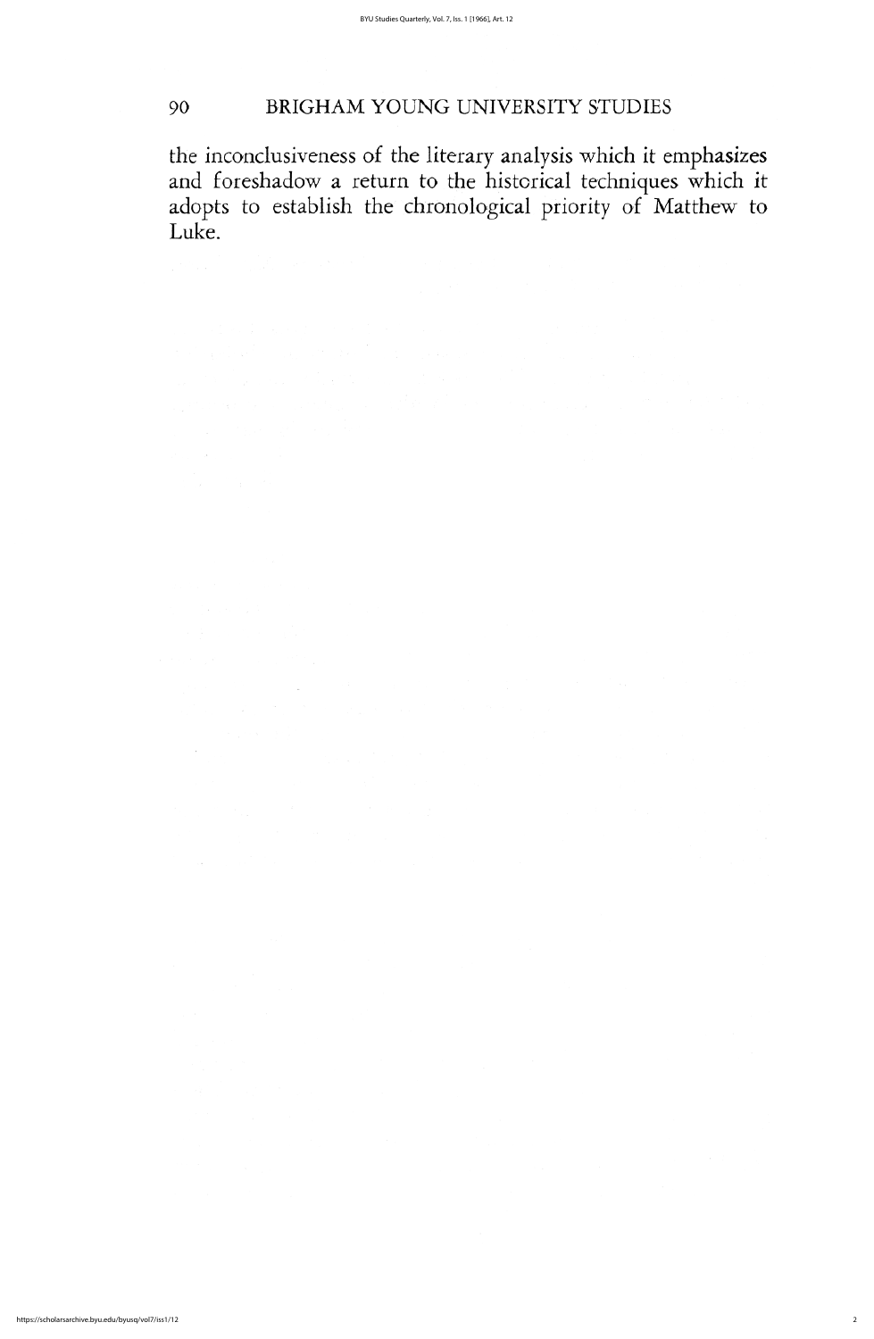the inconclusiveness of the literary analysis which it emphasizes and foreshadow a return to the historical techniques which it adopts to establish the chronological priority of Matthew to Luke.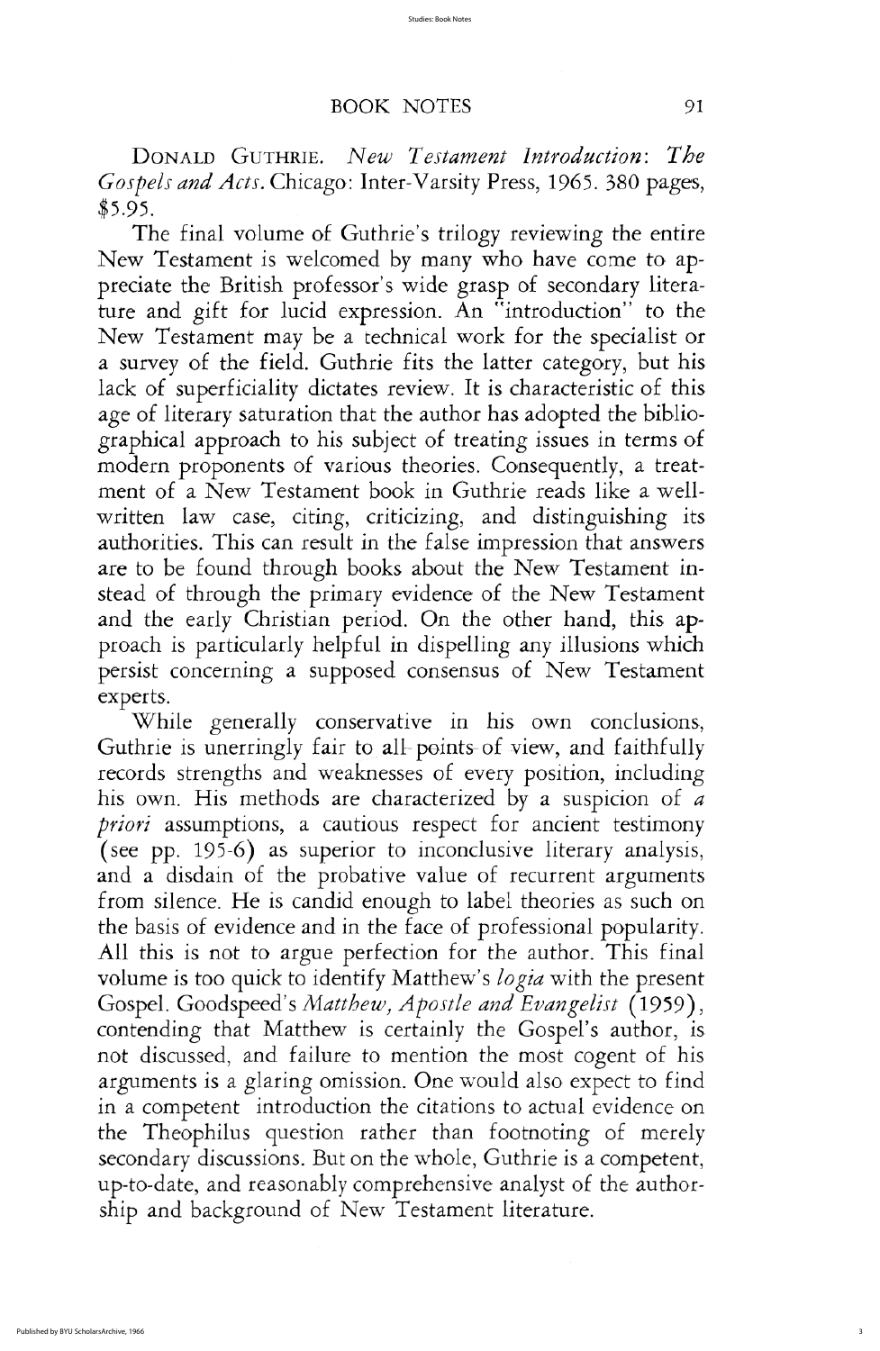DONALD GUTHRIE. *New Testament Introduction: The Gospels and Acts.* Chicago: Inter-Varsity Press, 1965. 380 pages, $5.95.

The final volume of Guthrie's trilogy reviewing the entire New Testament is welcomed by many who have come to appreciate the British professor's wide grasp of secondary literature and gift for lucid expression. An "introduction" to the New Testament may be a technical work for the specialist or a survey of the field. Guthrie fits the latter category, but his lack of superficiality dictates review. It is characteristic of this age of literary saturation that the author has adopted the bibliographical approach to his subject of treating issues in terms of modern proponents of various theories. Consequently, a treatment of a New Testament book in Guthrie reads like a well-written law case, citing, criticizing, and distinguishing its authorities. This can result in the false impression that answers are to be found through books about the New Testament instead of through the primary evidence of the New Testament and the early Christian period. On the other hand, this approach is particularly helpful in dispelling any illusions which persist concerning a supposed consensus of New Testament experts.

While generally conservative in his own conclusions, Guthrie is unerringly fair to all points of view, and faithfully records strengths and weaknesses of every position, including his own. His methods are characterized by a suspicion of *a priori* assumptions, a cautious respect for ancient testimony (see pp. 195-6) as superior to inconclusive literary analysis, and a disdain of the probative value of recurrent arguments from silence. He is candid enough to label theories as such on the basis of evidence and in the face of professional popularity. All this is not to argue perfection for the author. This final volume is too quick to identify Matthew's *logia* with the present Gospel. Goodspeed's *Matthew, Apostle and Evangelist* (1959), contending that Matthew is certainly the Gospel's author, is not discussed, and failure to mention the most cogent of his arguments is a glaring omission. One would also expect to find in a competent introduction the citations to actual evidence on the Theophilus question rather than footnoting of merely secondary discussions. But on the whole, Guthrie is a competent, up-to-date, and reasonably comprehensive analyst of the authorship and background of New Testament literature.